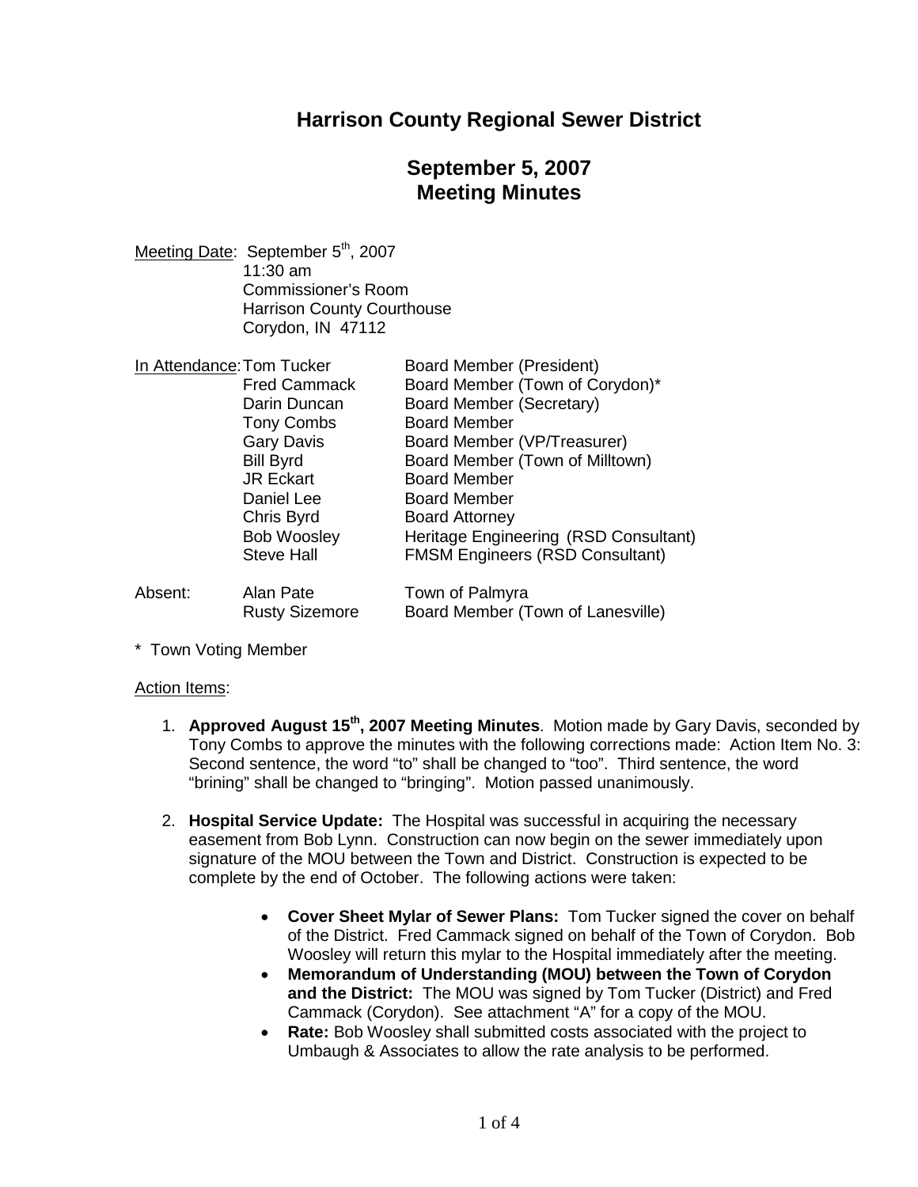# Harrison County Regional Sewer District

## September 5, 2007
## Meeting Minutes

Meeting Date: September 5th, 2007
11:30 am
Commissioner's Room
Harrison County Courthouse
Corydon, IN 47112

| In Attendance: | | |
| --- | --- | --- |
| | Tom Tucker | Board Member (President) |
| | Fred Cammack | Board Member (Town of Corydon)* |
| | Darin Duncan | Board Member (Secretary) |
| | Tony Combs | Board Member |
| | Gary Davis | Board Member (VP/Treasurer) |
| | Bill Byrd | Board Member (Town of Milltown) |
| | JR Eckart | Board Member |
| | Daniel Lee | Board Member |
| | Chris Byrd | Board Attorney |
| | Bob Woosley | Heritage Engineering (RSD Consultant) |
| | Steve Hall | FMSM Engineers (RSD Consultant) |
| Absent: | Alan Pate | Town of Palmyra |
| | Rusty Sizemore | Board Member (Town of Lanesville) |

\* Town Voting Member

Action Items:

1. **Approved August 15th, 2007 Meeting Minutes**. Motion made by Gary Davis, seconded by Tony Combs to approve the minutes with the following corrections made: Action Item No. 3: Second sentence, the word "to" shall be changed to "too". Third sentence, the word "brining" shall be changed to "bringing". Motion passed unanimously.

2. **Hospital Service Update:** The Hospital was successful in acquiring the necessary easement from Bob Lynn. Construction can now begin on the sewer immediately upon signature of the MOU between the Town and District. Construction is expected to be complete by the end of October. The following actions were taken:

   - **Cover Sheet Mylar of Sewer Plans:** Tom Tucker signed the cover on behalf of the District. Fred Cammack signed on behalf of the Town of Corydon. Bob Woosley will return this mylar to the Hospital immediately after the meeting.
   - **Memorandum of Understanding (MOU) between the Town of Corydon and the District:** The MOU was signed by Tom Tucker (District) and Fred Cammack (Corydon). See attachment "A" for a copy of the MOU.
   - **Rate:** Bob Woosley shall submitted costs associated with the project to Umbaugh & Associates to allow the rate analysis to be performed.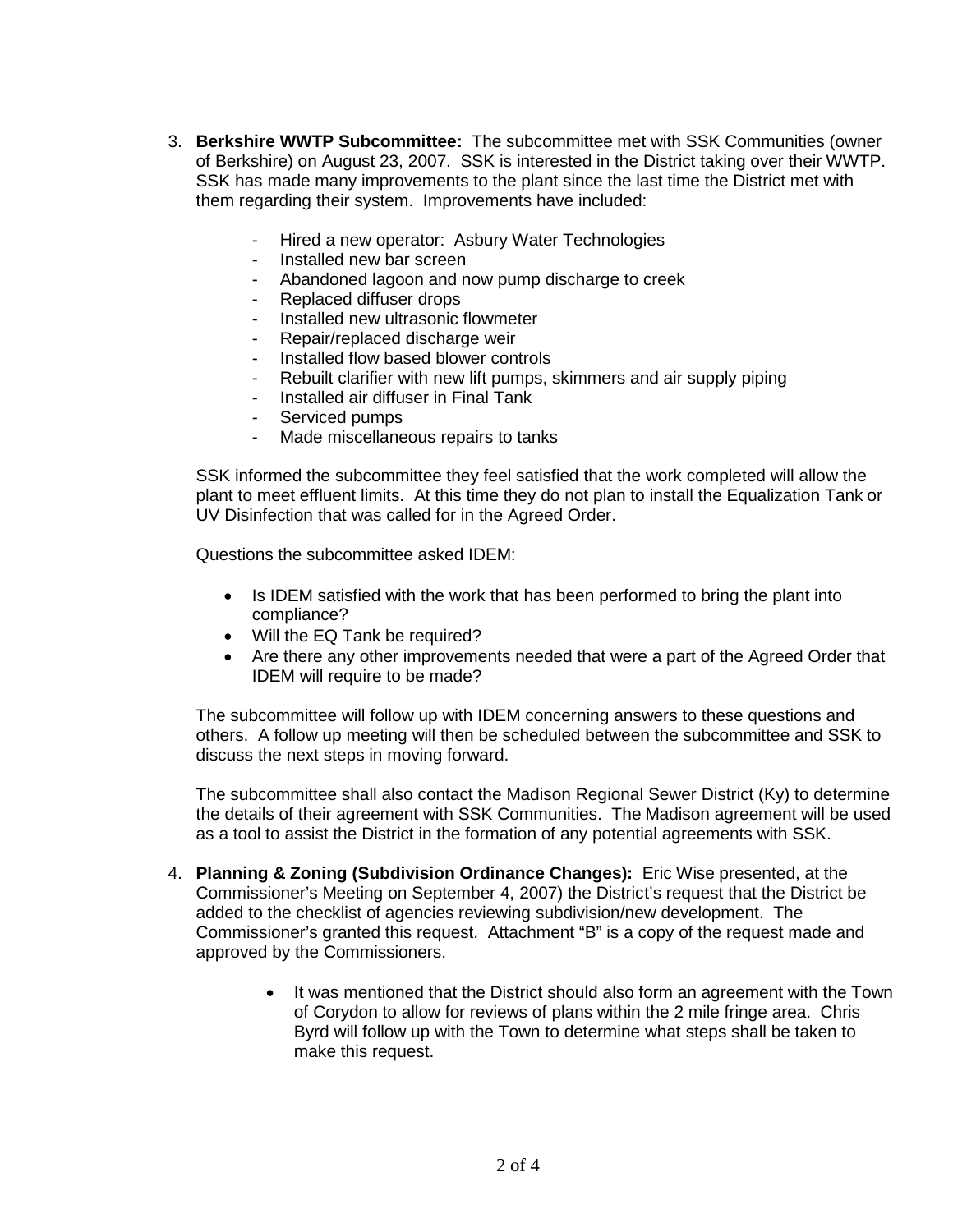3. **Berkshire WWTP Subcommittee:** The subcommittee met with SSK Communities (owner of Berkshire) on August 23, 2007. SSK is interested in the District taking over their WWTP. SSK has made many improvements to the plant since the last time the District met with them regarding their system. Improvements have included:

   - Hired a new operator: Asbury Water Technologies
   - Installed new bar screen
   - Abandoned lagoon and now pump discharge to creek
   - Replaced diffuser drops
   - Installed new ultrasonic flowmeter
   - Repair/replaced discharge weir
   - Installed flow based blower controls
   - Rebuilt clarifier with new lift pumps, skimmers and air supply piping
   - Installed air diffuser in Final Tank
   - Serviced pumps
   - Made miscellaneous repairs to tanks

   SSK informed the subcommittee they feel satisfied that the work completed will allow the plant to meet effluent limits. At this time they do not plan to install the Equalization Tank or UV Disinfection that was called for in the Agreed Order.

   Questions the subcommittee asked IDEM:

   - Is IDEM satisfied with the work that has been performed to bring the plant into compliance?
   - Will the EQ Tank be required?
   - Are there any other improvements needed that were a part of the Agreed Order that IDEM will require to be made?

   The subcommittee will follow up with IDEM concerning answers to these questions and others. A follow up meeting will then be scheduled between the subcommittee and SSK to discuss the next steps in moving forward.

   The subcommittee shall also contact the Madison Regional Sewer District (Ky) to determine the details of their agreement with SSK Communities. The Madison agreement will be used as a tool to assist the District in the formation of any potential agreements with SSK.

4. **Planning & Zoning (Subdivision Ordinance Changes):** Eric Wise presented, at the Commissioner's Meeting on September 4, 2007) the District's request that the District be added to the checklist of agencies reviewing subdivision/new development. The Commissioner's granted this request. Attachment "B" is a copy of the request made and approved by the Commissioners.

   - It was mentioned that the District should also form an agreement with the Town of Corydon to allow for reviews of plans within the 2 mile fringe area. Chris Byrd will follow up with the Town to determine what steps shall be taken to make this request.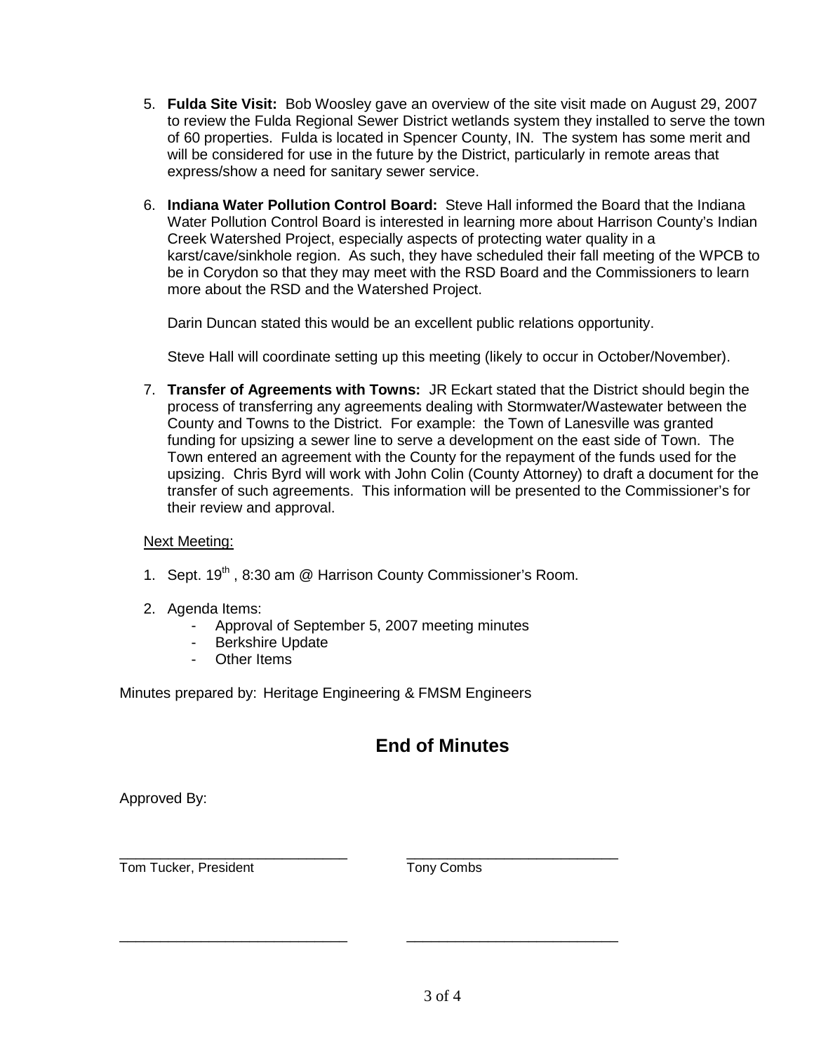5. **Fulda Site Visit:** Bob Woosley gave an overview of the site visit made on August 29, 2007 to review the Fulda Regional Sewer District wetlands system they installed to serve the town of 60 properties. Fulda is located in Spencer County, IN. The system has some merit and will be considered for use in the future by the District, particularly in remote areas that express/show a need for sanitary sewer service.

6. **Indiana Water Pollution Control Board:** Steve Hall informed the Board that the Indiana Water Pollution Control Board is interested in learning more about Harrison County's Indian Creek Watershed Project, especially aspects of protecting water quality in a karst/cave/sinkhole region. As such, they have scheduled their fall meeting of the WPCB to be in Corydon so that they may meet with the RSD Board and the Commissioners to learn more about the RSD and the Watershed Project.

   Darin Duncan stated this would be an excellent public relations opportunity.

   Steve Hall will coordinate setting up this meeting (likely to occur in October/November).

7. **Transfer of Agreements with Towns:** JR Eckart stated that the District should begin the process of transferring any agreements dealing with Stormwater/Wastewater between the County and Towns to the District. For example: the Town of Lanesville was granted funding for upsizing a sewer line to serve a development on the east side of Town. The Town entered an agreement with the County for the repayment of the funds used for the upsizing. Chris Byrd will work with John Colin (County Attorney) to draft a document for the transfer of such agreements. This information will be presented to the Commissioner's for their review and approval.

Next Meeting:

1. Sept. 19th, 8:30 am @ Harrison County Commissioner's Room.

2. Agenda Items:
   - Approval of September 5, 2007 meeting minutes
   - Berkshire Update
   - Other Items

Minutes prepared by: Heritage Engineering & FMSM Engineers

## End of Minutes

Approved By:

| ____________________________ | ____________________________ |
|---|---|
| Tom Tucker, President | Tony Combs |
| ____________________________ | ____________________________ |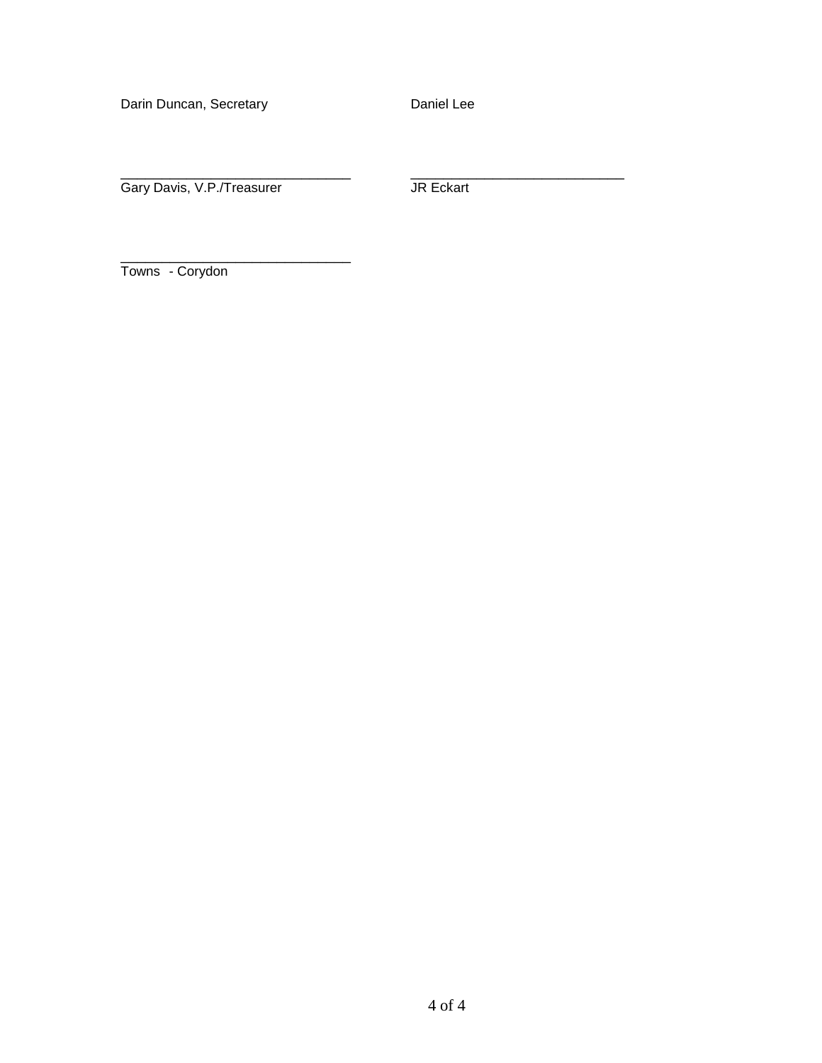Darin Duncan, Secretary

Daniel Lee

\_\_\_\_\_\_\_\_\_\_\_\_\_\_\_\_\_\_\_\_\_\_\_\_\_\_\_\_\_\_

Gary Davis, V.P./Treasurer

\_\_\_\_\_\_\_\_\_\_\_\_\_\_\_\_\_\_\_\_\_\_\_\_\_\_\_\_\_\_

JR Eckart

\_\_\_\_\_\_\_\_\_\_\_\_\_\_\_\_\_\_\_\_\_\_\_\_\_\_\_\_\_\_

Towns - Corydon